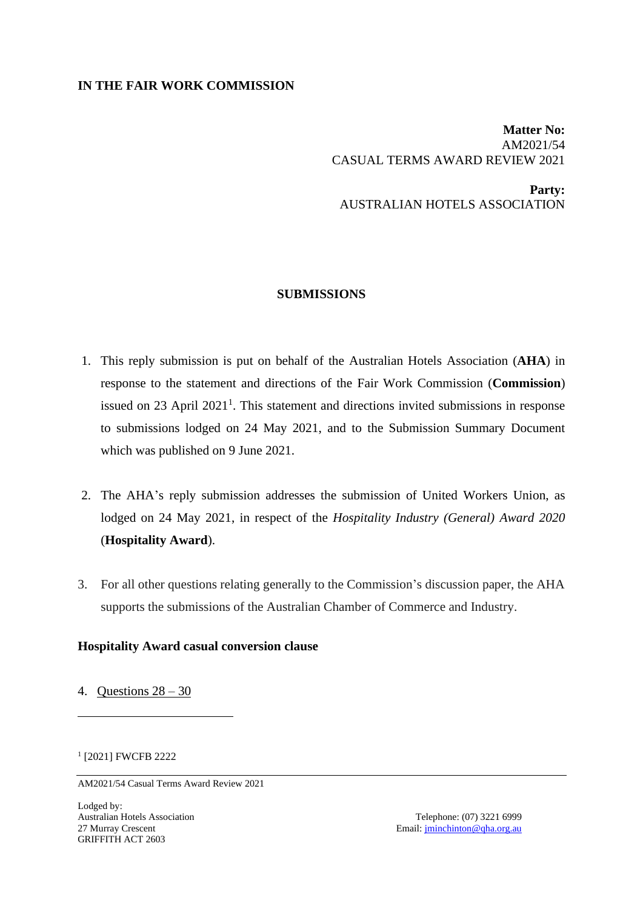**IN THE FAIR WORK COMMISSION**

**Matter No:**
AM2021/54
CASUAL TERMS AWARD REVIEW 2021

**Party:**
AUSTRALIAN HOTELS ASSOCIATION

## SUBMISSIONS

1. This reply submission is put on behalf of the Australian Hotels Association (**AHA**) in response to the statement and directions of the Fair Work Commission (**Commission**) issued on 23 April 2021[1]. This statement and directions invited submissions in response to submissions lodged on 24 May 2021, and to the Submission Summary Document which was published on 9 June 2021.

2. The AHA's reply submission addresses the submission of United Workers Union, as lodged on 24 May 2021, in respect of the *Hospitality Industry (General) Award 2020* (**Hospitality Award**).

3. For all other questions relating generally to the Commission's discussion paper, the AHA supports the submissions of the Australian Chamber of Commerce and Industry.

### Hospitality Award casual conversion clause

4. Questions 28 – 30

[1] [2021] FWCFB 2222

AM2021/54 Casual Terms Award Review 2021

Lodged by:
Australian Hotels Association
27 Murray Crescent
GRIFFITH ACT 2603

Telephone: (07) 3221 6999
Email: jminchinton@qha.org.au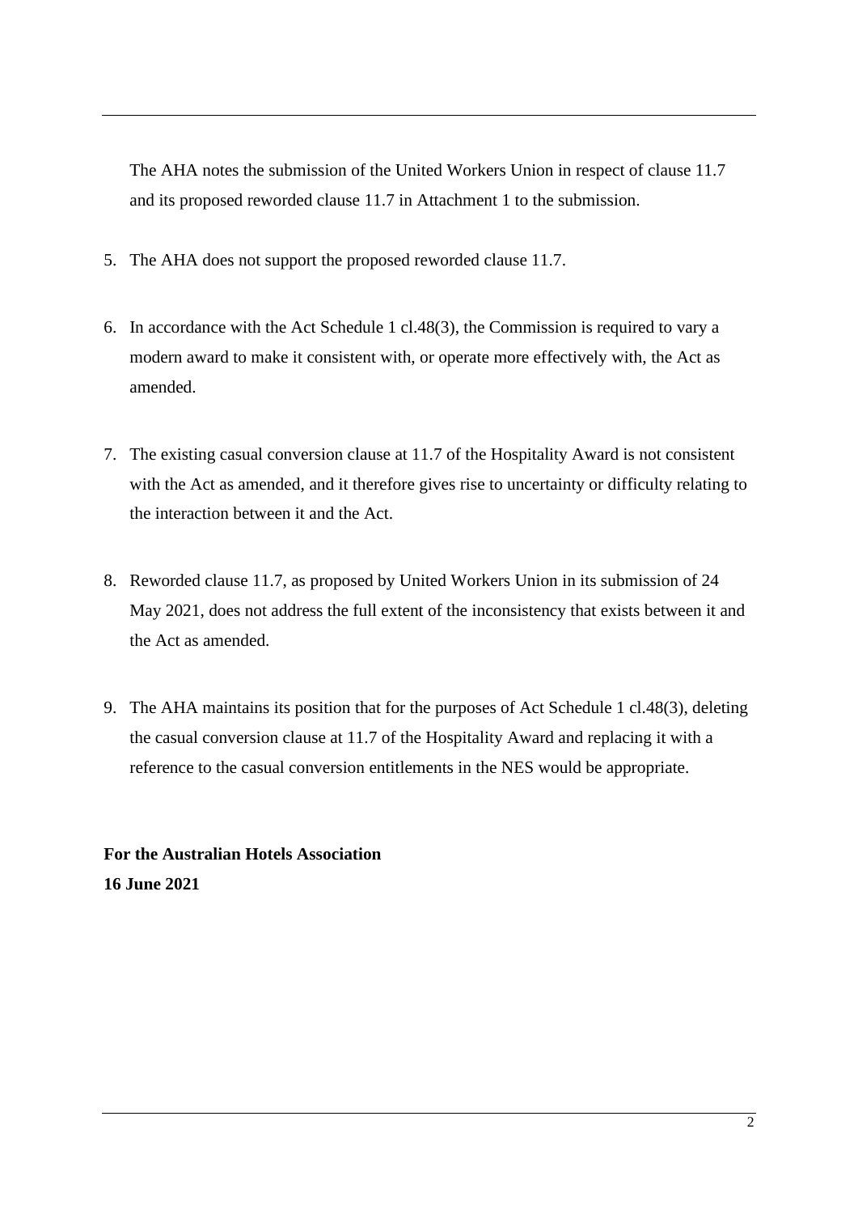The AHA notes the submission of the United Workers Union in respect of clause 11.7 and its proposed reworded clause 11.7 in Attachment 1 to the submission.

5. The AHA does not support the proposed reworded clause 11.7.

6. In accordance with the Act Schedule 1 cl.48(3), the Commission is required to vary a modern award to make it consistent with, or operate more effectively with, the Act as amended.

7. The existing casual conversion clause at 11.7 of the Hospitality Award is not consistent with the Act as amended, and it therefore gives rise to uncertainty or difficulty relating to the interaction between it and the Act.

8. Reworded clause 11.7, as proposed by United Workers Union in its submission of 24 May 2021, does not address the full extent of the inconsistency that exists between it and the Act as amended.

9. The AHA maintains its position that for the purposes of Act Schedule 1 cl.48(3), deleting the casual conversion clause at 11.7 of the Hospitality Award and replacing it with a reference to the casual conversion entitlements in the NES would be appropriate.

**For the Australian Hotels Association**
**16 June 2021**